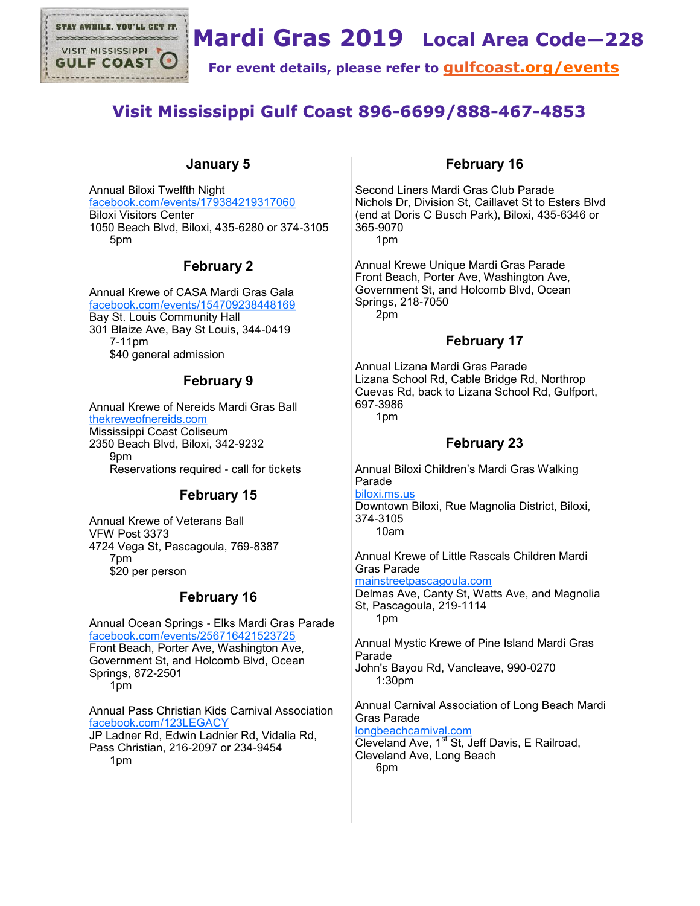# Mardi Gras 2019 Local Area Code—228

**For event details, please refer to gulfcoast.org/events**

## Visit Mississippi Gulf Coast 896-6699/888-467-4853

### January 5

Annual Biloxi Twelfth Night
facebook.com/events/179384219317060
Biloxi Visitors Center
1050 Beach Blvd, Biloxi, 435-6280 or 374-3105
5pm

### February 2

Annual Krewe of CASA Mardi Gras Gala
facebook.com/events/154709238448169
Bay St. Louis Community Hall
301 Blaize Ave, Bay St Louis, 344-0419
7-11pm
$40 general admission

### February 9

Annual Krewe of Nereids Mardi Gras Ball
thekreweofnereids.com
Mississippi Coast Coliseum
2350 Beach Blvd, Biloxi, 342-9232
9pm
Reservations required - call for tickets

### February 15

Annual Krewe of Veterans Ball
VFW Post 3373
4724 Vega St, Pascagoula, 769-8387
7pm
$20 per person

### February 16

Annual Ocean Springs - Elks Mardi Gras Parade
facebook.com/events/256716421523725
Front Beach, Porter Ave, Washington Ave, Government St, and Holcomb Blvd, Ocean Springs, 872-2501
1pm

Annual Pass Christian Kids Carnival Association
facebook.com/123LEGACY
JP Ladner Rd, Edwin Ladnier Rd, Vidalia Rd, Pass Christian, 216-2097 or 234-9454
1pm

### February 16

Second Liners Mardi Gras Club Parade
Nichols Dr, Division St, Caillavet St to Esters Blvd (end at Doris C Busch Park), Biloxi, 435-6346 or 365-9070
1pm

Annual Krewe Unique Mardi Gras Parade
Front Beach, Porter Ave, Washington Ave, Government St, and Holcomb Blvd, Ocean Springs, 218-7050
2pm

### February 17

Annual Lizana Mardi Gras Parade
Lizana School Rd, Cable Bridge Rd, Northrop Cuevas Rd, back to Lizana School Rd, Gulfport, 697-3986
1pm

### February 23

Annual Biloxi Children's Mardi Gras Walking Parade
biloxi.ms.us
Downtown Biloxi, Rue Magnolia District, Biloxi, 374-3105
10am

Annual Krewe of Little Rascals Children Mardi Gras Parade
mainstreetpascagoula.com
Delmas Ave, Canty St, Watts Ave, and Magnolia St, Pascagoula, 219-1114
1pm

Annual Mystic Krewe of Pine Island Mardi Gras Parade
John's Bayou Rd, Vancleave, 990-0270
1:30pm

Annual Carnival Association of Long Beach Mardi Gras Parade
longbeachcarnival.com
Cleveland Ave, 1st St, Jeff Davis, E Railroad, Cleveland Ave, Long Beach
6pm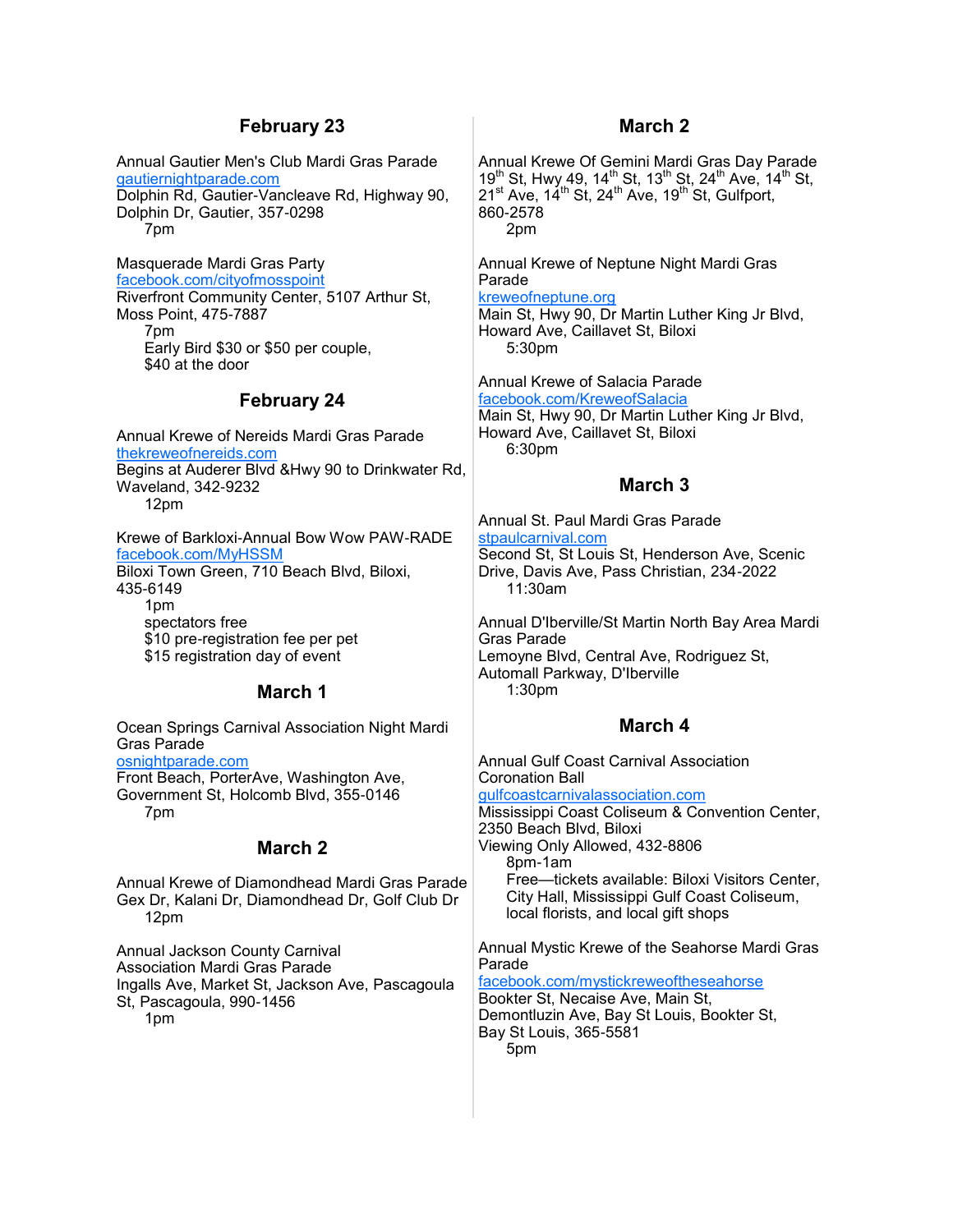## February 23

Annual Gautier Men's Club Mardi Gras Parade
gautiernightparade.com
Dolphin Rd, Gautier-Vancleave Rd, Highway 90, Dolphin Dr, Gautier, 357-0298
7pm

Masquerade Mardi Gras Party
facebook.com/cityofmosspoint
Riverfront Community Center, 5107 Arthur St, Moss Point, 475-7887
7pm
Early Bird $30 or $50 per couple, $40 at the door

## February 24

Annual Krewe of Nereids Mardi Gras Parade
thekreweofnereids.com
Begins at Auderer Blvd &Hwy 90 to Drinkwater Rd, Waveland, 342-9232
12pm

Krewe of Barkloxi-Annual Bow Wow PAW-RADE
facebook.com/MyHSSM
Biloxi Town Green, 710 Beach Blvd, Biloxi, 435-6149
1pm
spectators free
$10 pre-registration fee per pet
$15 registration day of event

## March 1

Ocean Springs Carnival Association Night Mardi Gras Parade
osnightparade.com
Front Beach, PorterAve, Washington Ave, Government St, Holcomb Blvd, 355-0146
7pm

## March 2

Annual Krewe of Diamondhead Mardi Gras Parade
Gex Dr, Kalani Dr, Diamondhead Dr, Golf Club Dr
12pm

Annual Jackson County Carnival Association Mardi Gras Parade
Ingalls Ave, Market St, Jackson Ave, Pascagoula St, Pascagoula, 990-1456
1pm

## March 2

Annual Krewe Of Gemini Mardi Gras Day Parade
19th St, Hwy 49, 14th St, 13th St, 24th Ave, 14th St, 21st Ave, 14th St, 24th Ave, 19th St, Gulfport, 860-2578
2pm

Annual Krewe of Neptune Night Mardi Gras Parade
kreweofneptune.org
Main St, Hwy 90, Dr Martin Luther King Jr Blvd, Howard Ave, Caillavet St, Biloxi
5:30pm

Annual Krewe of Salacia Parade
facebook.com/KreweofSalacia
Main St, Hwy 90, Dr Martin Luther King Jr Blvd, Howard Ave, Caillavet St, Biloxi
6:30pm

## March 3

Annual St. Paul Mardi Gras Parade
stpaulcarnival.com
Second St, St Louis St, Henderson Ave, Scenic Drive, Davis Ave, Pass Christian, 234-2022
11:30am

Annual D'Iberville/St Martin North Bay Area Mardi Gras Parade
Lemoyne Blvd, Central Ave, Rodriguez St, Automall Parkway, D'Iberville
1:30pm

## March 4

Annual Gulf Coast Carnival Association Coronation Ball
gulfcoastcarnivalassociation.com
Mississippi Coast Coliseum & Convention Center, 2350 Beach Blvd, Biloxi
Viewing Only Allowed, 432-8806
8pm-1am
Free—tickets available: Biloxi Visitors Center, City Hall, Mississippi Gulf Coast Coliseum, local florists, and local gift shops

Annual Mystic Krewe of the Seahorse Mardi Gras Parade
facebook.com/mystickreweoftheseahorse
Bookter St, Necaise Ave, Main St, Demontluzin Ave, Bay St Louis, Bookter St, Bay St Louis, 365-5581
5pm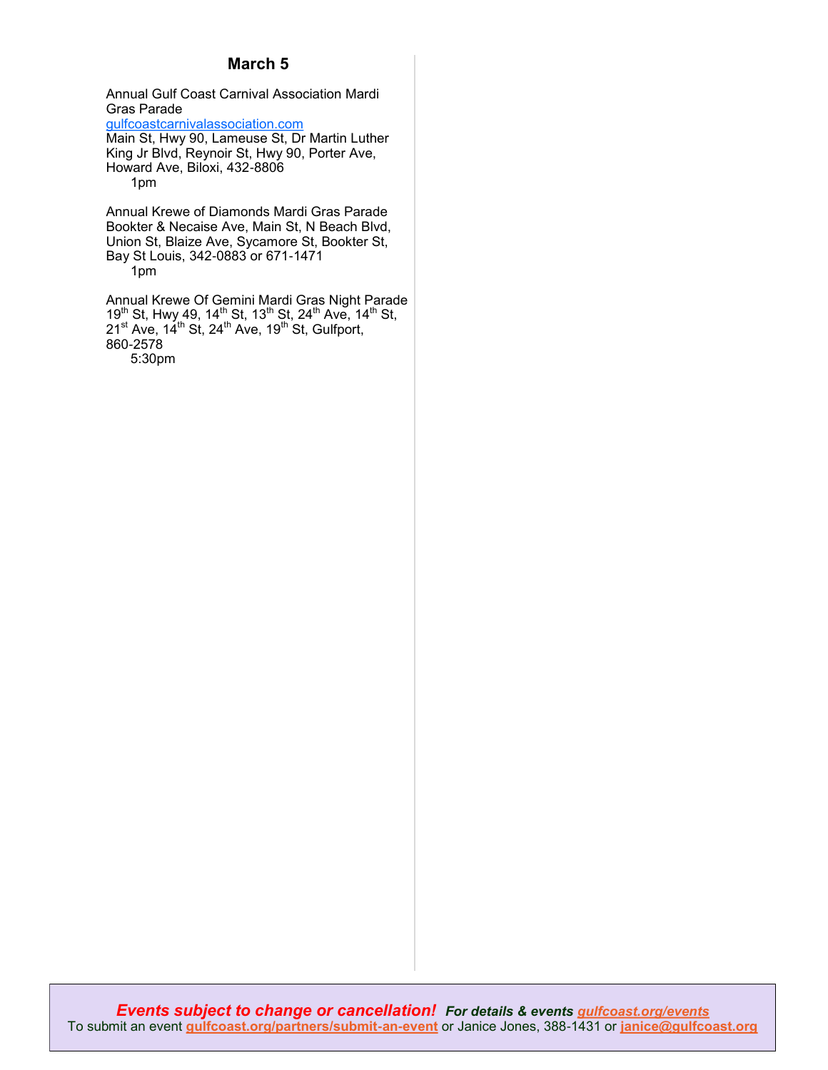## March 5

Annual Gulf Coast Carnival Association Mardi Gras Parade
gulfcoastcarnivalassociation.com
Main St, Hwy 90, Lameuse St, Dr Martin Luther King Jr Blvd, Reynoir St, Hwy 90, Porter Ave, Howard Ave, Biloxi, 432-8806
1pm

Annual Krewe of Diamonds Mardi Gras Parade
Bookter & Necaise Ave, Main St, N Beach Blvd, Union St, Blaize Ave, Sycamore St, Bookter St, Bay St Louis, 342-0883 or 671-1471
1pm

Annual Krewe Of Gemini Mardi Gras Night Parade
19th St, Hwy 49, 14th St, 13th St, 24th Ave, 14th St, 21st Ave, 14th St, 24th Ave, 19th St, Gulfport, 860-2578
5:30pm

***Events subject to change or cancellation!*** ***For details & events gulfcoast.org/events***
To submit an event **gulfcoast.org/partners/submit-an-event** or Janice Jones, 388-1431 or **janice@gulfcoast.org**